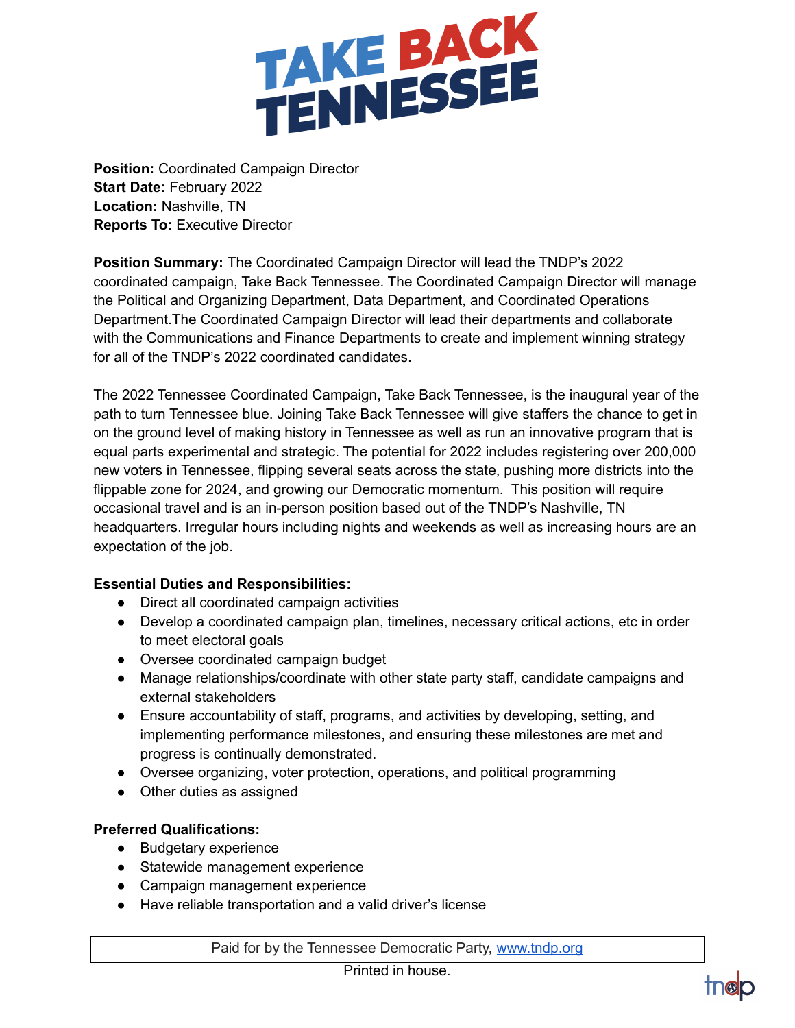# TAKE BACK TENNESSEE

**Position:** Coordinated Campaign Director
**Start Date:** February 2022
**Location:** Nashville, TN
**Reports To:** Executive Director

**Position Summary:** The Coordinated Campaign Director will lead the TNDP's 2022 coordinated campaign, Take Back Tennessee. The Coordinated Campaign Director will manage the Political and Organizing Department, Data Department, and Coordinated Operations Department.The Coordinated Campaign Director will lead their departments and collaborate with the Communications and Finance Departments to create and implement winning strategy for all of the TNDP's 2022 coordinated candidates.

The 2022 Tennessee Coordinated Campaign, Take Back Tennessee, is the inaugural year of the path to turn Tennessee blue. Joining Take Back Tennessee will give staffers the chance to get in on the ground level of making history in Tennessee as well as run an innovative program that is equal parts experimental and strategic. The potential for 2022 includes registering over 200,000 new voters in Tennessee, flipping several seats across the state, pushing more districts into the flippable zone for 2024, and growing our Democratic momentum. This position will require occasional travel and is an in-person position based out of the TNDP's Nashville, TN headquarters. Irregular hours including nights and weekends as well as increasing hours are an expectation of the job.

**Essential Duties and Responsibilities:**

- Direct all coordinated campaign activities
- Develop a coordinated campaign plan, timelines, necessary critical actions, etc in order to meet electoral goals
- Oversee coordinated campaign budget
- Manage relationships/coordinate with other state party staff, candidate campaigns and external stakeholders
- Ensure accountability of staff, programs, and activities by developing, setting, and implementing performance milestones, and ensuring these milestones are met and progress is continually demonstrated.
- Oversee organizing, voter protection, operations, and political programming
- Other duties as assigned

**Preferred Qualifications:**

- Budgetary experience
- Statewide management experience
- Campaign management experience
- Have reliable transportation and a valid driver's license

Paid for by the Tennessee Democratic Party, www.tndp.org

Printed in house.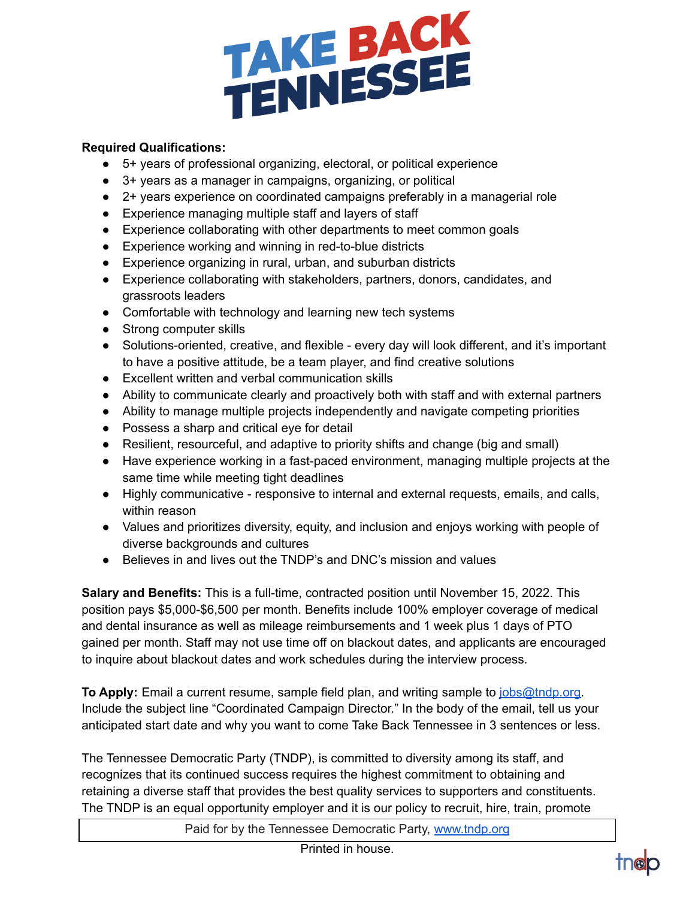**Required Qualifications:**

- 5+ years of professional organizing, electoral, or political experience
- 3+ years as a manager in campaigns, organizing, or political
- 2+ years experience on coordinated campaigns preferably in a managerial role
- Experience managing multiple staff and layers of staff
- Experience collaborating with other departments to meet common goals
- Experience working and winning in red-to-blue districts
- Experience organizing in rural, urban, and suburban districts
- Experience collaborating with stakeholders, partners, donors, candidates, and grassroots leaders
- Comfortable with technology and learning new tech systems
- Strong computer skills
- Solutions-oriented, creative, and flexible - every day will look different, and it's important to have a positive attitude, be a team player, and find creative solutions
- Excellent written and verbal communication skills
- Ability to communicate clearly and proactively both with staff and with external partners
- Ability to manage multiple projects independently and navigate competing priorities
- Possess a sharp and critical eye for detail
- Resilient, resourceful, and adaptive to priority shifts and change (big and small)
- Have experience working in a fast-paced environment, managing multiple projects at the same time while meeting tight deadlines
- Highly communicative - responsive to internal and external requests, emails, and calls, within reason
- Values and prioritizes diversity, equity, and inclusion and enjoys working with people of diverse backgrounds and cultures
- Believes in and lives out the TNDP's and DNC's mission and values

**Salary and Benefits:** This is a full-time, contracted position until November 15, 2022. This position pays $5,000-$6,500 per month. Benefits include 100% employer coverage of medical and dental insurance as well as mileage reimbursements and 1 week plus 1 days of PTO gained per month. Staff may not use time off on blackout dates, and applicants are encouraged to inquire about blackout dates and work schedules during the interview process.

**To Apply:** Email a current resume, sample field plan, and writing sample to jobs@tndp.org. Include the subject line "Coordinated Campaign Director." In the body of the email, tell us your anticipated start date and why you want to come Take Back Tennessee in 3 sentences or less.

The Tennessee Democratic Party (TNDP), is committed to diversity among its staff, and recognizes that its continued success requires the highest commitment to obtaining and retaining a diverse staff that provides the best quality services to supporters and constituents. The TNDP is an equal opportunity employer and it is our policy to recruit, hire, train, promote

Paid for by the Tennessee Democratic Party, www.tndp.org

Printed in house.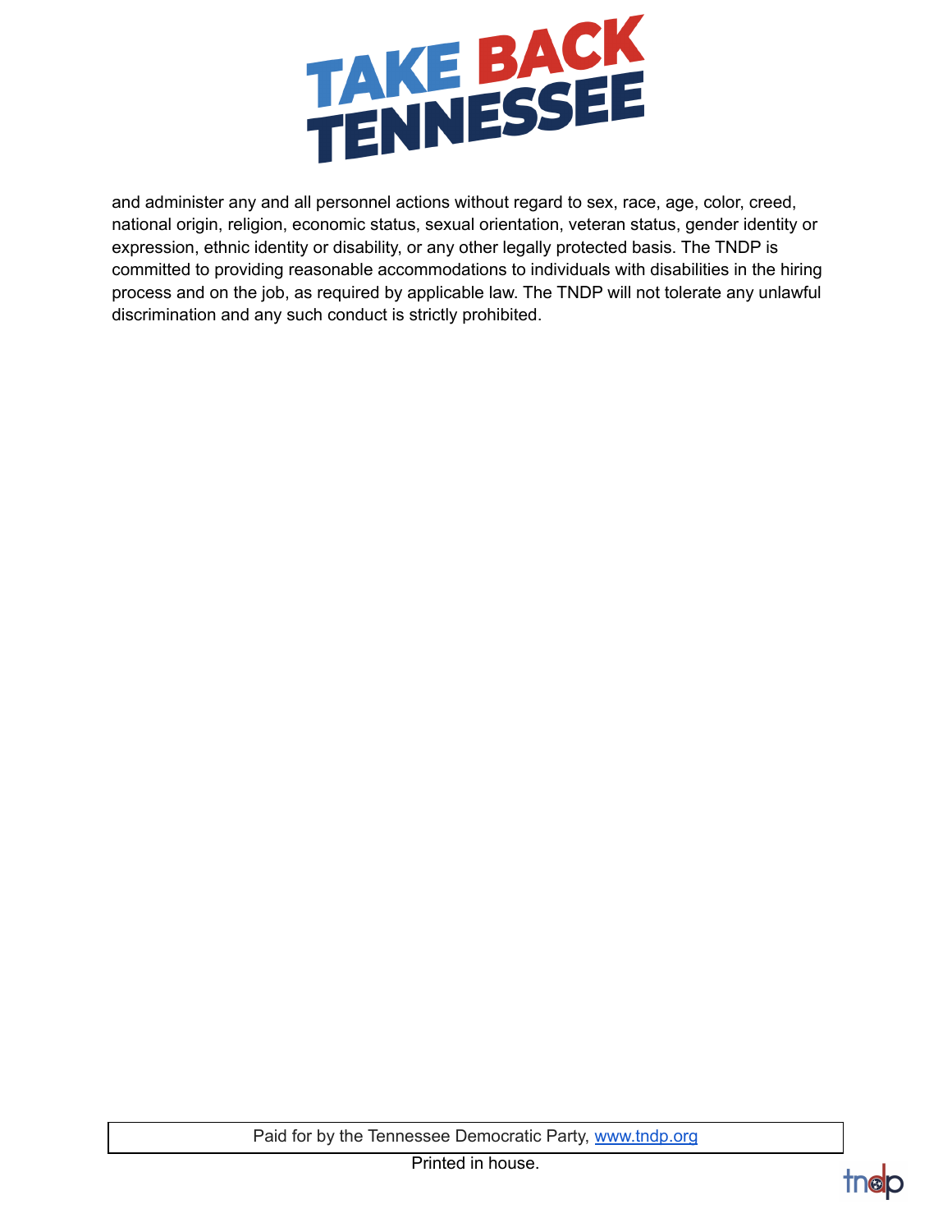# TAKE BACK TENNESSEE

and administer any and all personnel actions without regard to sex, race, age, color, creed, national origin, religion, economic status, sexual orientation, veteran status, gender identity or expression, ethnic identity or disability, or any other legally protected basis. The TNDP is committed to providing reasonable accommodations to individuals with disabilities in the hiring process and on the job, as required by applicable law. The TNDP will not tolerate any unlawful discrimination and any such conduct is strictly prohibited.

Paid for by the Tennessee Democratic Party, www.tndp.org

Printed in house.